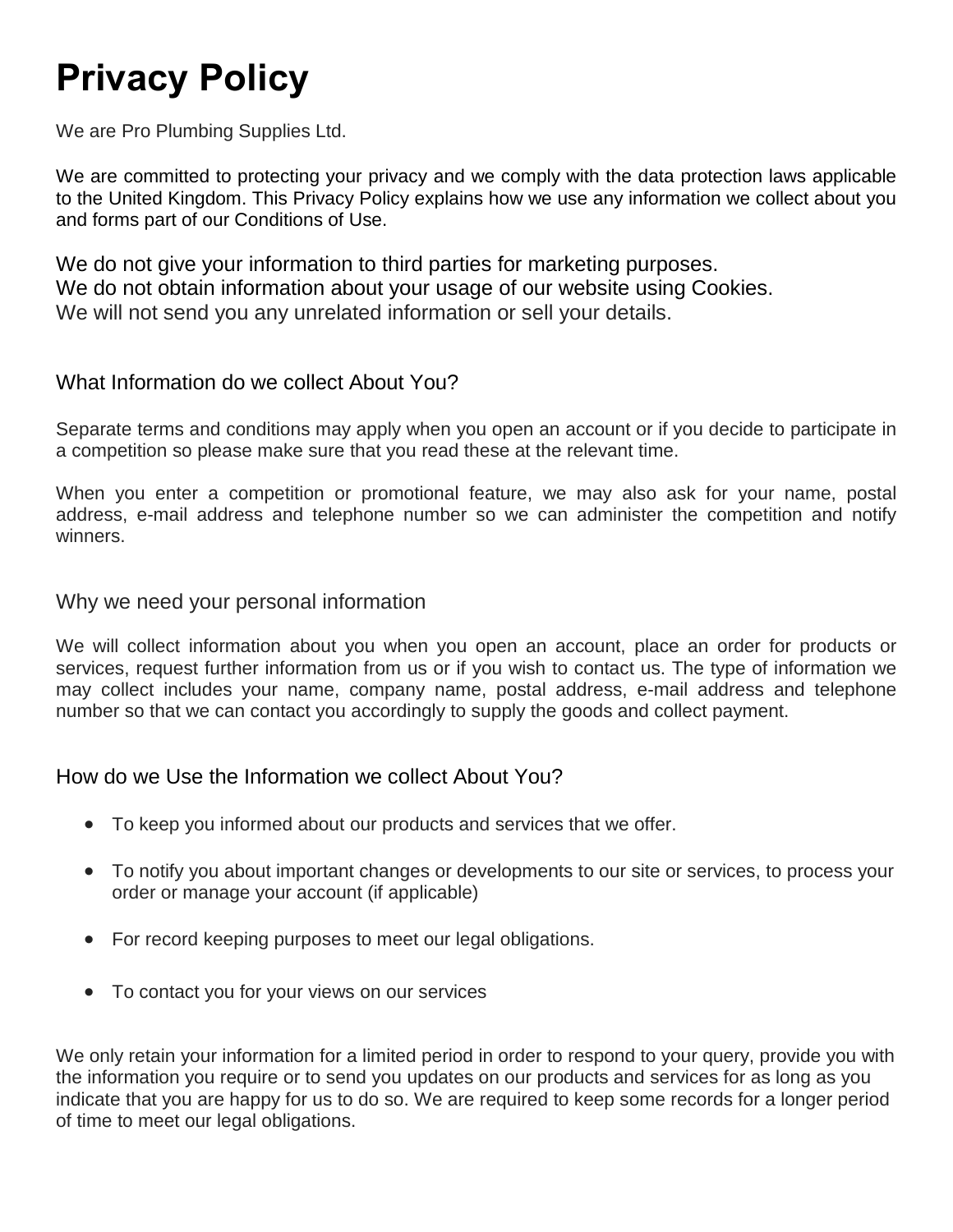# Privacy Policy

We are Pro Plumbing Supplies Ltd.

We are committed to protecting your privacy and we comply with the data protection laws applicable to the United Kingdom. This Privacy Policy explains how we use any information we collect about you and forms part of our Conditions of Use.

We do not give your information to third parties for marketing purposes.
We do not obtain information about your usage of our website using Cookies.
We will not send you any unrelated information or sell your details.

## What Information do we collect About You?

Separate terms and conditions may apply when you open an account or if you decide to participate in a competition so please make sure that you read these at the relevant time.

When you enter a competition or promotional feature, we may also ask for your name, postal address, e-mail address and telephone number so we can administer the competition and notify winners.

## Why we need your personal information

We will collect information about you when you open an account, place an order for products or services, request further information from us or if you wish to contact us. The type of information we may collect includes your name, company name, postal address, e-mail address and telephone number so that we can contact you accordingly to supply the goods and collect payment.

## How do we Use the Information we collect About You?

- To keep you informed about our products and services that we offer.
- To notify you about important changes or developments to our site or services, to process your order or manage your account (if applicable)
- For record keeping purposes to meet our legal obligations.
- To contact you for your views on our services

We only retain your information for a limited period in order to respond to your query, provide you with the information you require or to send you updates on our products and services for as long as you indicate that you are happy for us to do so. We are required to keep some records for a longer period of time to meet our legal obligations.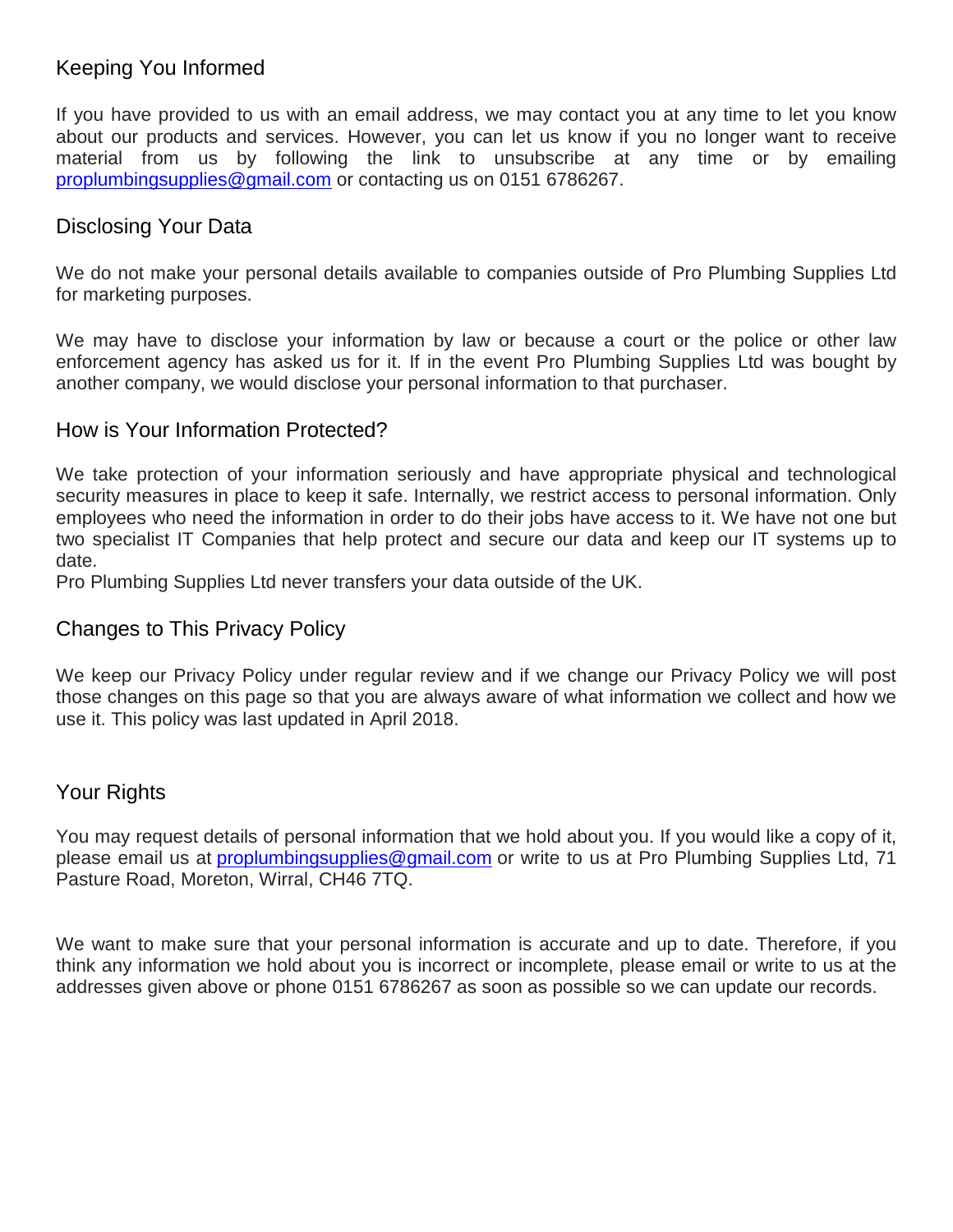## Keeping You Informed

If you have provided to us with an email address, we may contact you at any time to let you know about our products and services. However, you can let us know if you no longer want to receive material from us by following the link to unsubscribe at any time or by emailing proplumbingsupplies@gmail.com or contacting us on 0151 6786267.

## Disclosing Your Data

We do not make your personal details available to companies outside of Pro Plumbing Supplies Ltd for marketing purposes.

We may have to disclose your information by law or because a court or the police or other law enforcement agency has asked us for it. If in the event Pro Plumbing Supplies Ltd was bought by another company, we would disclose your personal information to that purchaser.

## How is Your Information Protected?

We take protection of your information seriously and have appropriate physical and technological security measures in place to keep it safe. Internally, we restrict access to personal information. Only employees who need the information in order to do their jobs have access to it. We have not one but two specialist IT Companies that help protect and secure our data and keep our IT systems up to date.
Pro Plumbing Supplies Ltd never transfers your data outside of the UK.

## Changes to This Privacy Policy

We keep our Privacy Policy under regular review and if we change our Privacy Policy we will post those changes on this page so that you are always aware of what information we collect and how we use it. This policy was last updated in April 2018.

## Your Rights

You may request details of personal information that we hold about you. If you would like a copy of it, please email us at proplumbingsupplies@gmail.com or write to us at Pro Plumbing Supplies Ltd, 71 Pasture Road, Moreton, Wirral, CH46 7TQ.

We want to make sure that your personal information is accurate and up to date. Therefore, if you think any information we hold about you is incorrect or incomplete, please email or write to us at the addresses given above or phone 0151 6786267 as soon as possible so we can update our records.